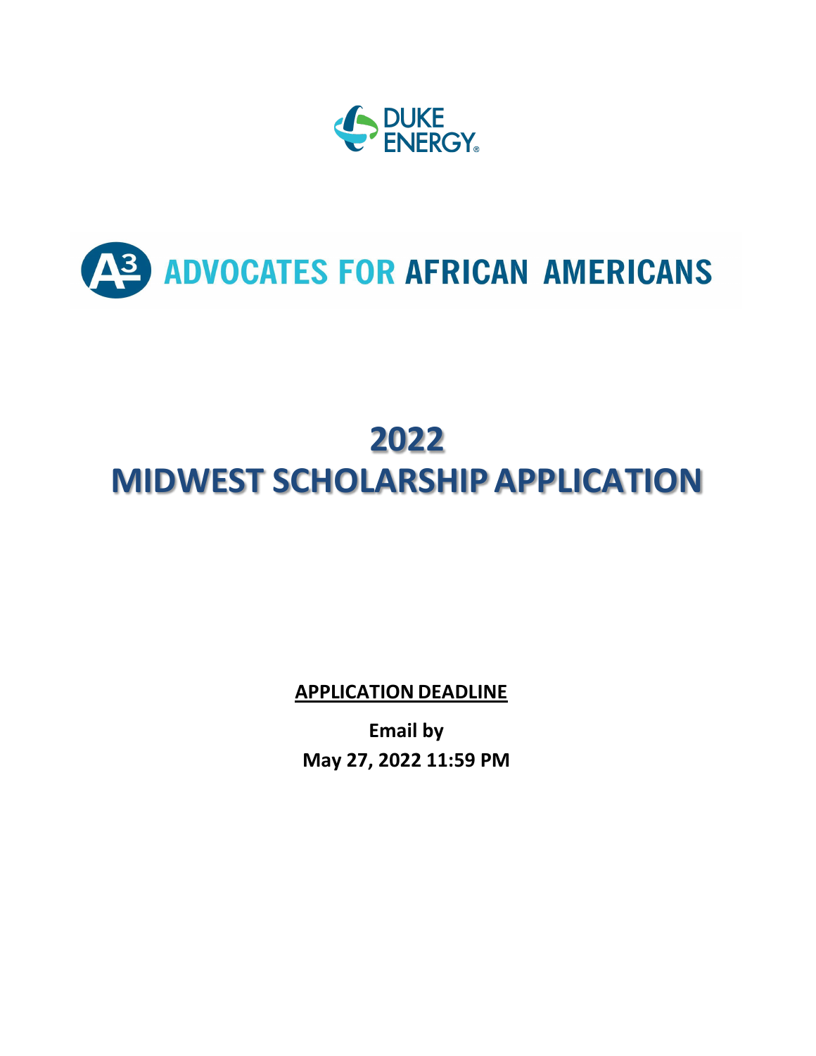DUKE ENERGY

A3 ADVOCATES FOR AFRICAN AMERICANS

# 2022
# MIDWEST SCHOLARSHIP APPLICATION

**APPLICATION DEADLINE**

**Email by**

**May 27, 2022 11:59 PM**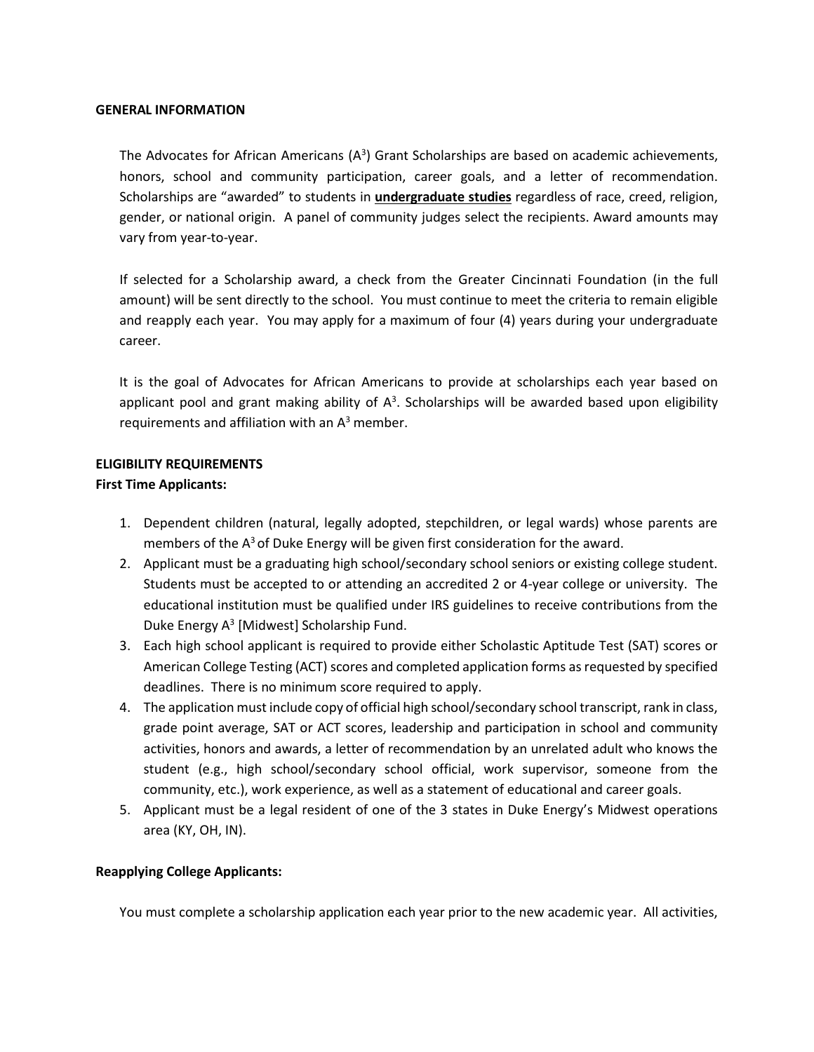**GENERAL INFORMATION**

The Advocates for African Americans ($A^3$) Grant Scholarships are based on academic achievements, honors, school and community participation, career goals, and a letter of recommendation. Scholarships are "awarded" to students in <u>**undergraduate studies**</u> regardless of race, creed, religion, gender, or national origin. A panel of community judges select the recipients. Award amounts may vary from year-to-year.

If selected for a Scholarship award, a check from the Greater Cincinnati Foundation (in the full amount) will be sent directly to the school. You must continue to meet the criteria to remain eligible and reapply each year. You may apply for a maximum of four (4) years during your undergraduate career.

It is the goal of Advocates for African Americans to provide at scholarships each year based on applicant pool and grant making ability of $A^3$. Scholarships will be awarded based upon eligibility requirements and affiliation with an $A^3$ member.

**ELIGIBILITY REQUIREMENTS**

**First Time Applicants:**

1. Dependent children (natural, legally adopted, stepchildren, or legal wards) whose parents are members of the $A^3$ of Duke Energy will be given first consideration for the award.
2. Applicant must be a graduating high school/secondary school seniors or existing college student. Students must be accepted to or attending an accredited 2 or 4-year college or university. The educational institution must be qualified under IRS guidelines to receive contributions from the Duke Energy $A^3$ [Midwest] Scholarship Fund.
3. Each high school applicant is required to provide either Scholastic Aptitude Test (SAT) scores or American College Testing (ACT) scores and completed application forms as requested by specified deadlines. There is no minimum score required to apply.
4. The application must include copy of official high school/secondary school transcript, rank in class, grade point average, SAT or ACT scores, leadership and participation in school and community activities, honors and awards, a letter of recommendation by an unrelated adult who knows the student (e.g., high school/secondary school official, work supervisor, someone from the community, etc.), work experience, as well as a statement of educational and career goals.
5. Applicant must be a legal resident of one of the 3 states in Duke Energy's Midwest operations area (KY, OH, IN).

**Reapplying College Applicants:**

You must complete a scholarship application each year prior to the new academic year. All activities,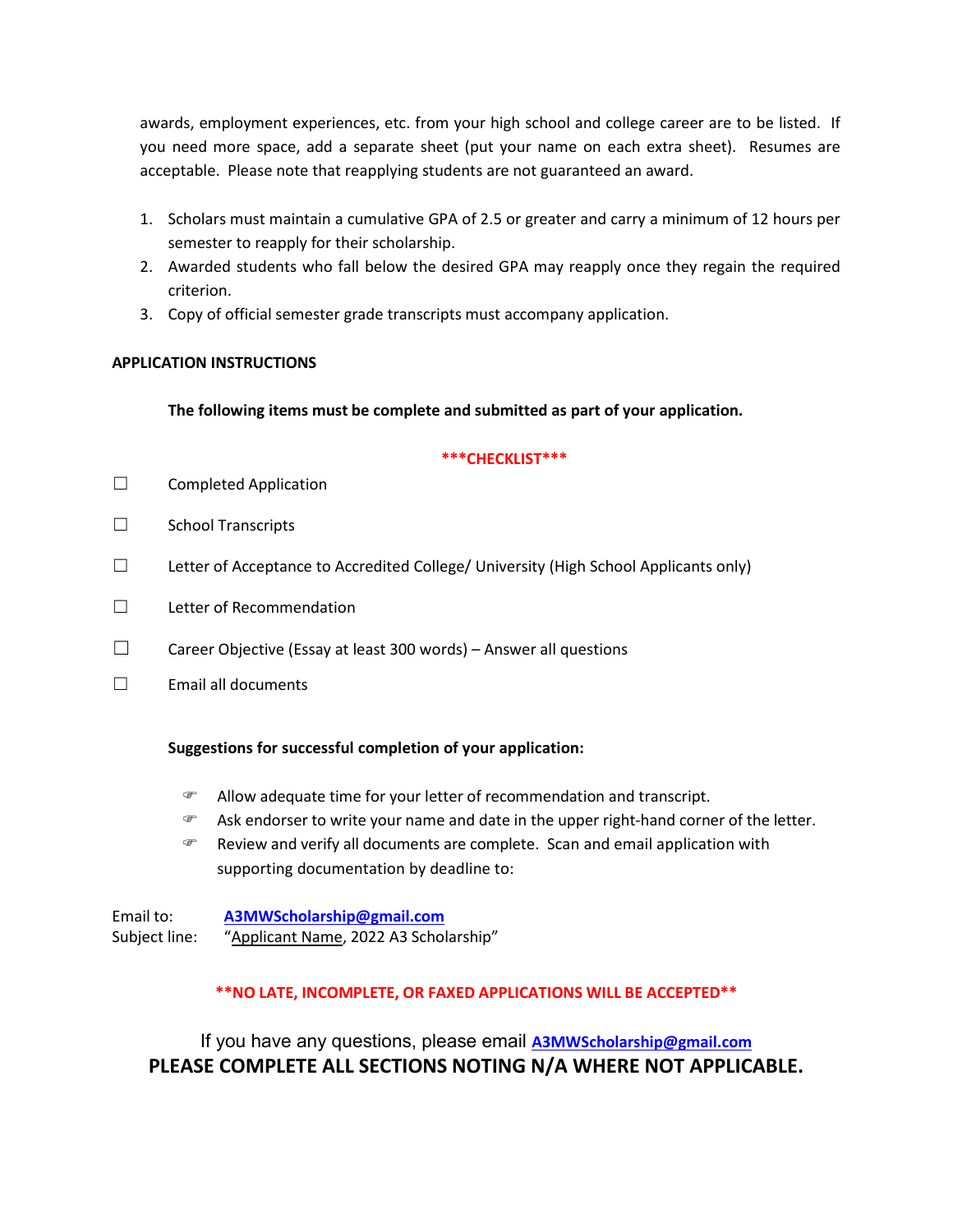awards, employment experiences, etc. from your high school and college career are to be listed. If you need more space, add a separate sheet (put your name on each extra sheet). Resumes are acceptable. Please note that reapplying students are not guaranteed an award.

1. Scholars must maintain a cumulative GPA of 2.5 or greater and carry a minimum of 12 hours per semester to reapply for their scholarship.
2. Awarded students who fall below the desired GPA may reapply once they regain the required criterion.
3. Copy of official semester grade transcripts must accompany application.

**APPLICATION INSTRUCTIONS**

**The following items must be complete and submitted as part of your application.**

**\*\*\*CHECKLIST\*\*\***

- ☐ Completed Application
- ☐ School Transcripts
- ☐ Letter of Acceptance to Accredited College/ University (High School Applicants only)
- ☐ Letter of Recommendation
- ☐ Career Objective (Essay at least 300 words) – Answer all questions
- ☐ Email all documents

**Suggestions for successful completion of your application:**

- ☞ Allow adequate time for your letter of recommendation and transcript.
- ☞ Ask endorser to write your name and date in the upper right-hand corner of the letter.
- ☞ Review and verify all documents are complete. Scan and email application with supporting documentation by deadline to:

Email to: **A3MWScholarship@gmail.com**
Subject line: "Applicant Name, 2022 A3 Scholarship"

**\*\*NO LATE, INCOMPLETE, OR FAXED APPLICATIONS WILL BE ACCEPTED\*\***

If you have any questions, please email **A3MWScholarship@gmail.com**

**PLEASE COMPLETE ALL SECTIONS NOTING N/A WHERE NOT APPLICABLE.**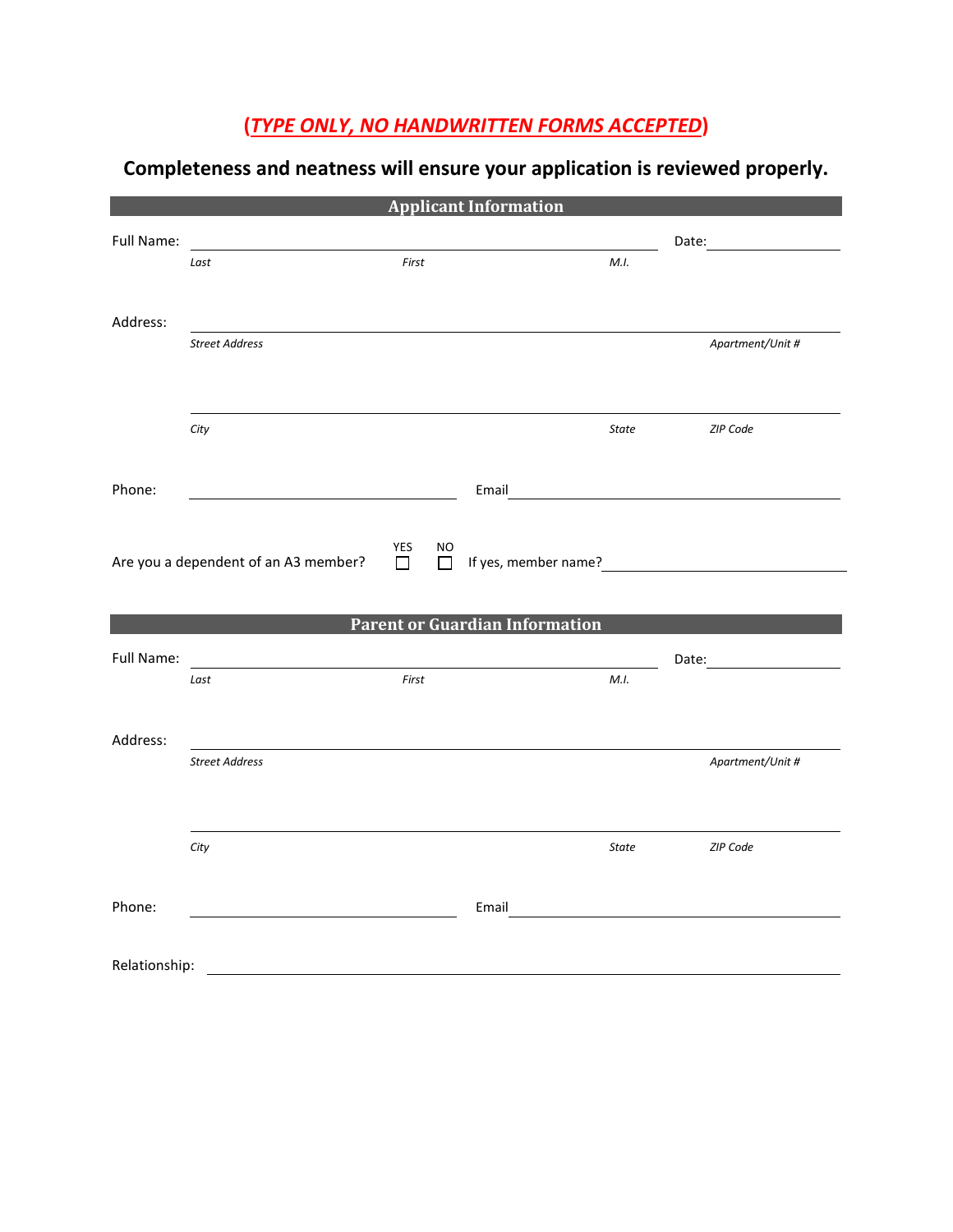**(*TYPE ONLY, NO HANDWRITTEN FORMS ACCEPTED*)**

**Completeness and neatness will ensure your application is reviewed properly.**

## Applicant Information

Full Name: ______________________________________________ Date: ____________

*Last* *First* *M.I.*

Address: ______________________________________________

*Street Address* *Apartment/Unit #*

______________________________________________

*City* *State* *ZIP Code*

Phone: ____________________ Email ____________________

Are you a dependent of an A3 member? YES ☐ NO ☐ If yes, member name? ____________________

## Parent or Guardian Information

Full Name: ______________________________________________ Date: ____________

*Last* *First* *M.I.*

Address: ______________________________________________

*Street Address* *Apartment/Unit #*

______________________________________________

*City* *State* *ZIP Code*

Phone: ____________________ Email ____________________

Relationship: ______________________________________________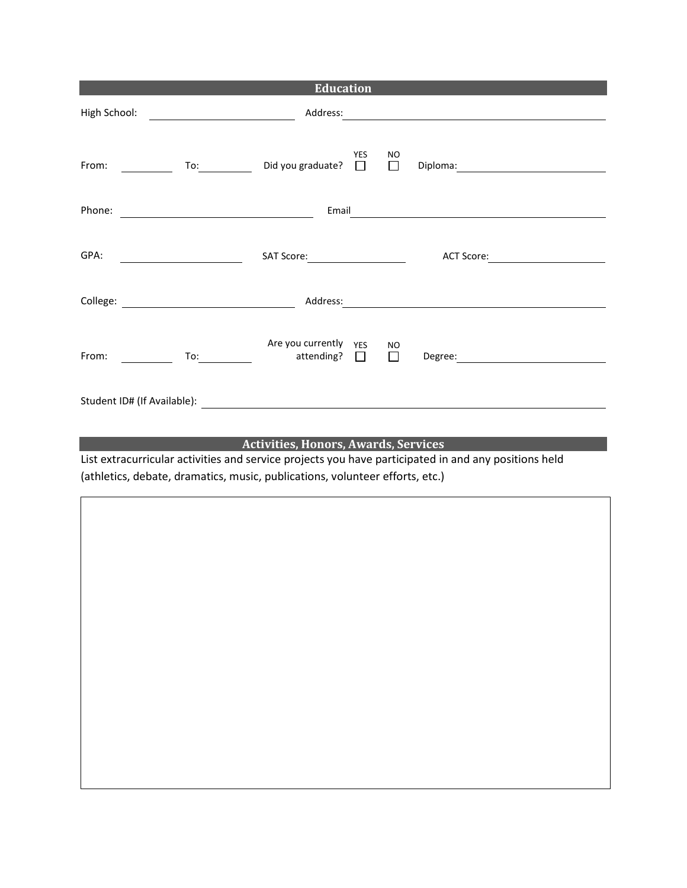## Education

High School: ____________________ Address: ______________________________

From: ________ To: ________ Did you graduate? YES ☐ NO ☐ Diploma: ____________________

Phone: ________________________ Email ______________________________

GPA: ________________ SAT Score: ______________ ACT Score: ______________

College: ____________________ Address: ______________________________

From: ________ To: ________ Are you currently attending? YES ☐ NO ☐ Degree: ____________________

Student ID# (If Available): ______________________________________________

## Activities, Honors, Awards, Services

List extracurricular activities and service projects you have participated in and any positions held (athletics, debate, dramatics, music, publications, volunteer efforts, etc.)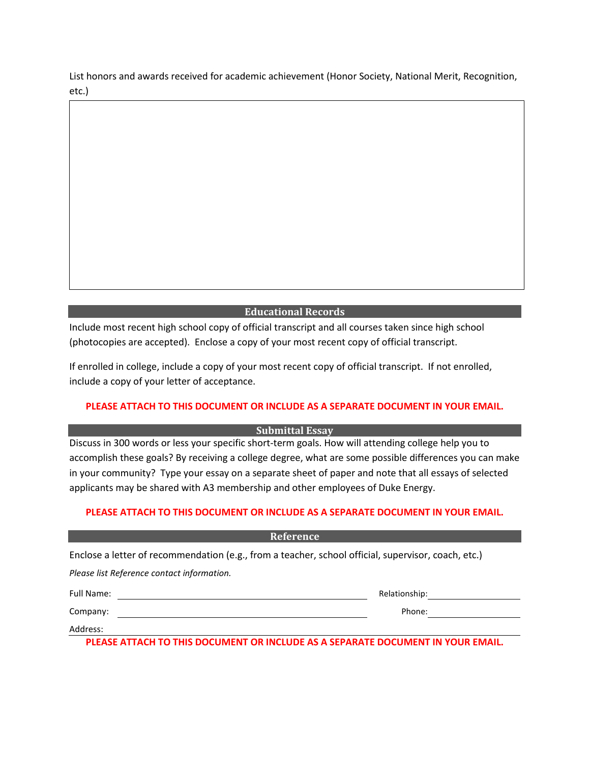List honors and awards received for academic achievement (Honor Society, National Merit, Recognition, etc.)

## Educational Records

Include most recent high school copy of official transcript and all courses taken since high school (photocopies are accepted). Enclose a copy of your most recent copy of official transcript.

If enrolled in college, include a copy of your most recent copy of official transcript. If not enrolled, include a copy of your letter of acceptance.

**PLEASE ATTACH TO THIS DOCUMENT OR INCLUDE AS A SEPARATE DOCUMENT IN YOUR EMAIL.**

## Submittal Essay

Discuss in 300 words or less your specific short-term goals. How will attending college help you to accomplish these goals? By receiving a college degree, what are some possible differences you can make in your community? Type your essay on a separate sheet of paper and note that all essays of selected applicants may be shared with A3 membership and other employees of Duke Energy.

**PLEASE ATTACH TO THIS DOCUMENT OR INCLUDE AS A SEPARATE DOCUMENT IN YOUR EMAIL.**

## Reference

Enclose a letter of recommendation (e.g., from a teacher, school official, supervisor, coach, etc.)

*Please list Reference contact information.*

Full Name: ____________________ Relationship: ____________________

Company: ____________________ Phone: ____________________

Address: ____________________

**PLEASE ATTACH TO THIS DOCUMENT OR INCLUDE AS A SEPARATE DOCUMENT IN YOUR EMAIL.**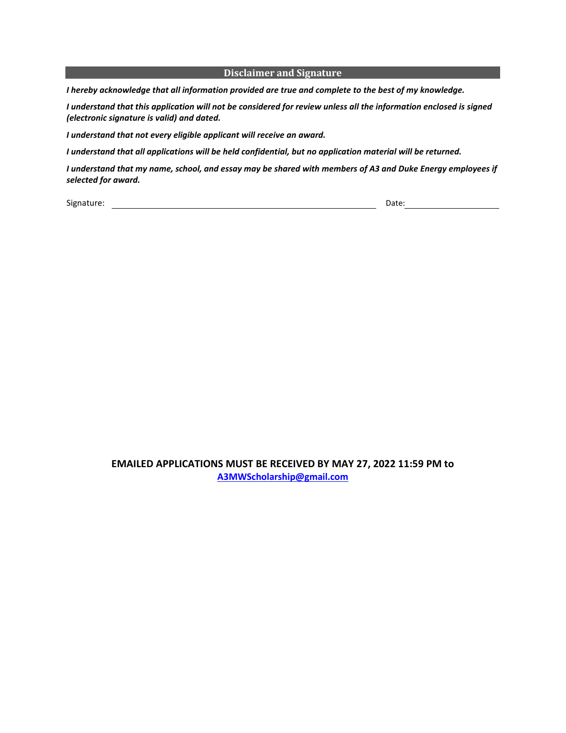## Disclaimer and Signature

***I hereby acknowledge that all information provided are true and complete to the best of my knowledge.***

***I understand that this application will not be considered for review unless all the information enclosed is signed (electronic signature is valid) and dated.***

***I understand that not every eligible applicant will receive an award.***

***I understand that all applications will be held confidential, but no application material will be returned.***

***I understand that my name, school, and essay may be shared with members of A3 and Duke Energy employees if selected for award.***

Signature: ______________________________________________ Date: ____________________

**EMAILED APPLICATIONS MUST BE RECEIVED BY MAY 27, 2022 11:59 PM to**
**A3MWScholarship@gmail.com**